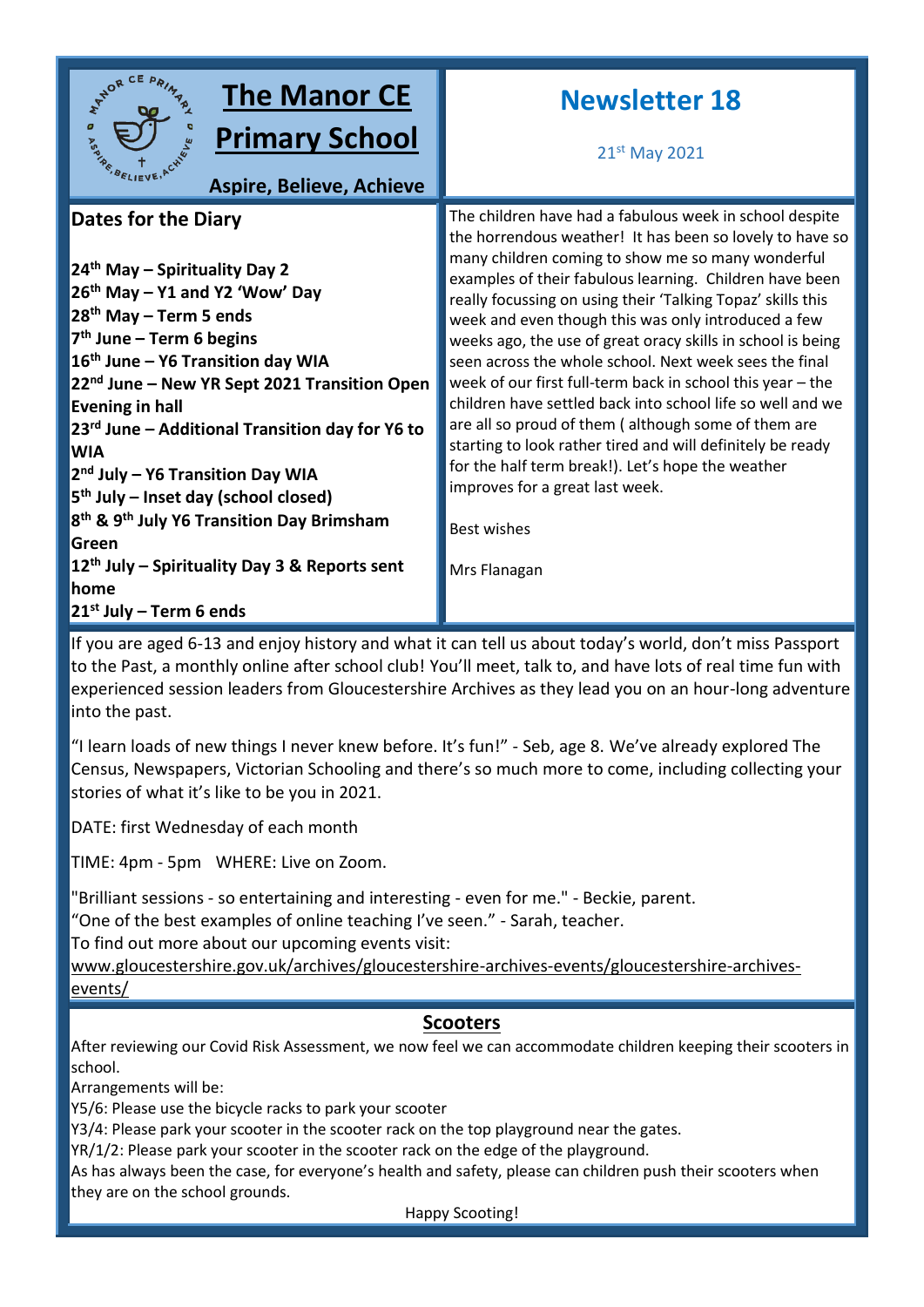# The Manor CE Primary School

**Aspire, Believe, Achieve**

# Newsletter 18

21st May 2021

## Dates for the Diary

**24th May – Spirituality Day 2**
**26th May – Y1 and Y2 'Wow' Day**
**28th May – Term 5 ends**
**7th June – Term 6 begins**
**16th June – Y6 Transition day WIA**
**22nd June – New YR Sept 2021 Transition Open Evening in hall**
**23rd June – Additional Transition day for Y6 to WIA**
**2nd July – Y6 Transition Day WIA**
**5th July – Inset day (school closed)**
**8th & 9th July Y6 Transition Day Brimsham Green**
**12th July – Spirituality Day 3 & Reports sent home**
**21st July – Term 6 ends**

The children have had a fabulous week in school despite the horrendous weather! It has been so lovely to have so many children coming to show me so many wonderful examples of their fabulous learning. Children have been really focussing on using their 'Talking Topaz' skills this week and even though this was only introduced a few weeks ago, the use of great oracy skills in school is being seen across the whole school. Next week sees the final week of our first full-term back in school this year – the children have settled back into school life so well and we are all so proud of them ( although some of them are starting to look rather tired and will definitely be ready for the half term break!). Let's hope the weather improves for a great last week.

Best wishes

Mrs Flanagan

If you are aged 6-13 and enjoy history and what it can tell us about today's world, don't miss Passport to the Past, a monthly online after school club! You'll meet, talk to, and have lots of real time fun with experienced session leaders from Gloucestershire Archives as they lead you on an hour-long adventure into the past.

"I learn loads of new things I never knew before. It's fun!" - Seb, age 8. We've already explored The Census, Newspapers, Victorian Schooling and there's so much more to come, including collecting your stories of what it's like to be you in 2021.

DATE: first Wednesday of each month

TIME: 4pm - 5pm WHERE: Live on Zoom.

"Brilliant sessions - so entertaining and interesting - even for me." - Beckie, parent.
"One of the best examples of online teaching I've seen." - Sarah, teacher.
To find out more about our upcoming events visit:
www.gloucestershire.gov.uk/archives/gloucestershire-archives-events/gloucestershire-archives-events/

## Scooters

After reviewing our Covid Risk Assessment, we now feel we can accommodate children keeping their scooters in school.
Arrangements will be:
Y5/6: Please use the bicycle racks to park your scooter
Y3/4: Please park your scooter in the scooter rack on the top playground near the gates.
YR/1/2: Please park your scooter in the scooter rack on the edge of the playground.
As has always been the case, for everyone's health and safety, please can children push their scooters when they are on the school grounds.

Happy Scooting!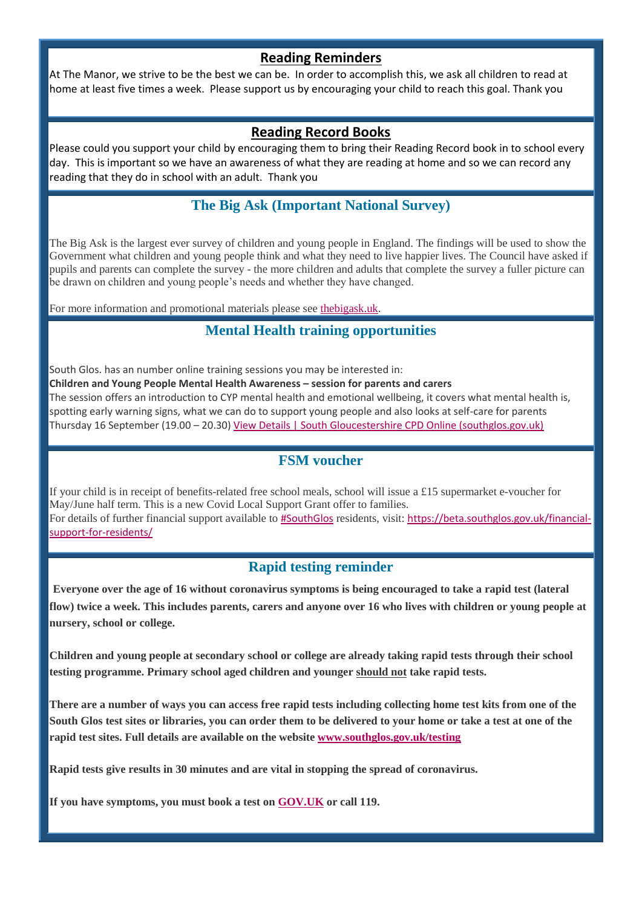## Reading Reminders

At The Manor, we strive to be the best we can be. In order to accomplish this, we ask all children to read at home at least five times a week. Please support us by encouraging your child to reach this goal. Thank you

## Reading Record Books

Please could you support your child by encouraging them to bring their Reading Record book in to school every day. This is important so we have an awareness of what they are reading at home and so we can record any reading that they do in school with an adult. Thank you

## The Big Ask (Important National Survey)

The Big Ask is the largest ever survey of children and young people in England. The findings will be used to show the Government what children and young people think and what they need to live happier lives. The Council have asked if pupils and parents can complete the survey - the more children and adults that complete the survey a fuller picture can be drawn on children and young people's needs and whether they have changed.

For more information and promotional materials please see thebigask.uk.

## Mental Health training opportunities

South Glos. has an number online training sessions you may be interested in:

**Children and Young People Mental Health Awareness – session for parents and carers**

The session offers an introduction to CYP mental health and emotional wellbeing, it covers what mental health is, spotting early warning signs, what we can do to support young people and also looks at self-care for parents

Thursday 16 September (19.00 – 20.30) View Details | South Gloucestershire CPD Online (southglos.gov.uk)

## FSM voucher

If your child is in receipt of benefits-related free school meals, school will issue a £15 supermarket e-voucher for May/June half term. This is a new Covid Local Support Grant offer to families.

For details of further financial support available to #SouthGlos residents, visit: https://beta.southglos.gov.uk/financial-support-for-residents/

## Rapid testing reminder

**Everyone over the age of 16 without coronavirus symptoms is being encouraged to take a rapid test (lateral flow) twice a week. This includes parents, carers and anyone over 16 who lives with children or young people at nursery, school or college.**

**Children and young people at secondary school or college are already taking rapid tests through their school testing programme. Primary school aged children and younger should not take rapid tests.**

**There are a number of ways you can access free rapid tests including collecting home test kits from one of the South Glos test sites or libraries, you can order them to be delivered to your home or take a test at one of the rapid test sites. Full details are available on the website www.southglos.gov.uk/testing**

**Rapid tests give results in 30 minutes and are vital in stopping the spread of coronavirus.**

**If you have symptoms, you must book a test on GOV.UK or call 119.**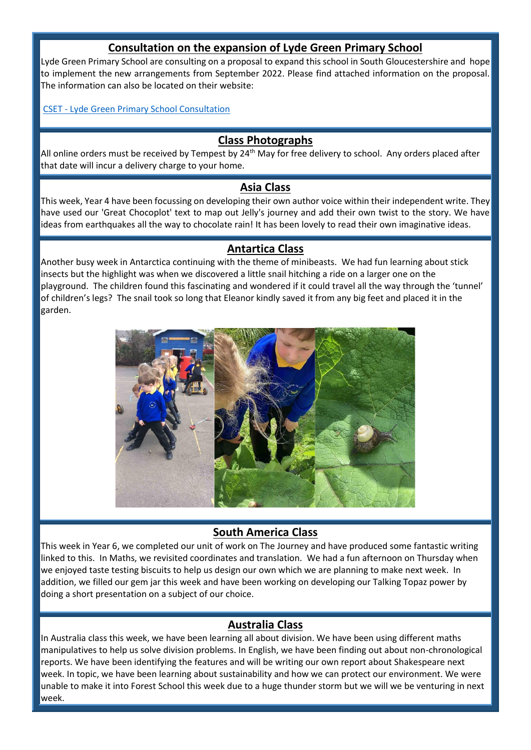## Consultation on the expansion of Lyde Green Primary School

Lyde Green Primary School are consulting on a proposal to expand this school in South Gloucestershire and hope to implement the new arrangements from September 2022. Please find attached information on the proposal. The information can also be located on their website:

CSET - Lyde Green Primary School Consultation

## Class Photographs

All online orders must be received by Tempest by 24th May for free delivery to school. Any orders placed after that date will incur a delivery charge to your home.

## Asia Class

This week, Year 4 have been focussing on developing their own author voice within their independent write. They have used our 'Great Chocoplot' text to map out Jelly's journey and add their own twist to the story. We have ideas from earthquakes all the way to chocolate rain! It has been lovely to read their own imaginative ideas.

## Antartica Class

Another busy week in Antarctica continuing with the theme of minibeasts. We had fun learning about stick insects but the highlight was when we discovered a little snail hitching a ride on a larger one on the playground. The children found this fascinating and wondered if it could travel all the way through the 'tunnel' of children's legs? The snail took so long that Eleanor kindly saved it from any big feet and placed it in the garden.

## South America Class

This week in Year 6, we completed our unit of work on The Journey and have produced some fantastic writing linked to this. In Maths, we revisited coordinates and translation. We had a fun afternoon on Thursday when we enjoyed taste testing biscuits to help us design our own which we are planning to make next week. In addition, we filled our gem jar this week and have been working on developing our Talking Topaz power by doing a short presentation on a subject of our choice.

## Australia Class

In Australia class this week, we have been learning all about division. We have been using different maths manipulatives to help us solve division problems. In English, we have been finding out about non-chronological reports. We have been identifying the features and will be writing our own report about Shakespeare next week. In topic, we have been learning about sustainability and how we can protect our environment. We were unable to make it into Forest School this week due to a huge thunder storm but we will we be venturing in next week.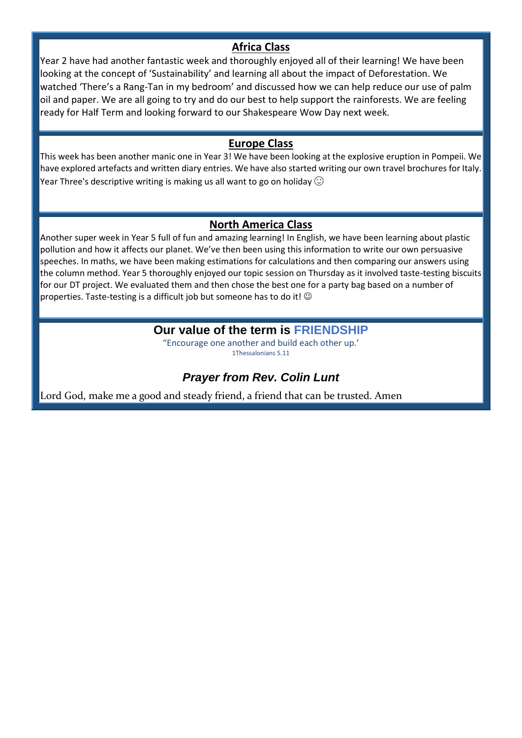## Africa Class

Year 2 have had another fantastic week and thoroughly enjoyed all of their learning! We have been looking at the concept of 'Sustainability' and learning all about the impact of Deforestation. We watched 'There's a Rang-Tan in my bedroom' and discussed how we can help reduce our use of palm oil and paper. We are all going to try and do our best to help support the rainforests. We are feeling ready for Half Term and looking forward to our Shakespeare Wow Day next week.

## Europe Class

This week has been another manic one in Year 3! We have been looking at the explosive eruption in Pompeii. We have explored artefacts and written diary entries. We have also started writing our own travel brochures for Italy. Year Three's descriptive writing is making us all want to go on holiday ☺

## North America Class

Another super week in Year 5 full of fun and amazing learning! In English, we have been learning about plastic pollution and how it affects our planet. We've then been using this information to write our own persuasive speeches. In maths, we have been making estimations for calculations and then comparing our answers using the column method. Year 5 thoroughly enjoyed our topic session on Thursday as it involved taste-testing biscuits for our DT project. We evaluated them and then chose the best one for a party bag based on a number of properties. Taste-testing is a difficult job but someone has to do it! ☺

## Our value of the term is FRIENDSHIP

"Encourage one another and build each other up.'

1Thessalonians 5.11

### *Prayer from Rev. Colin Lunt*

Lord God, make me a good and steady friend, a friend that can be trusted. Amen